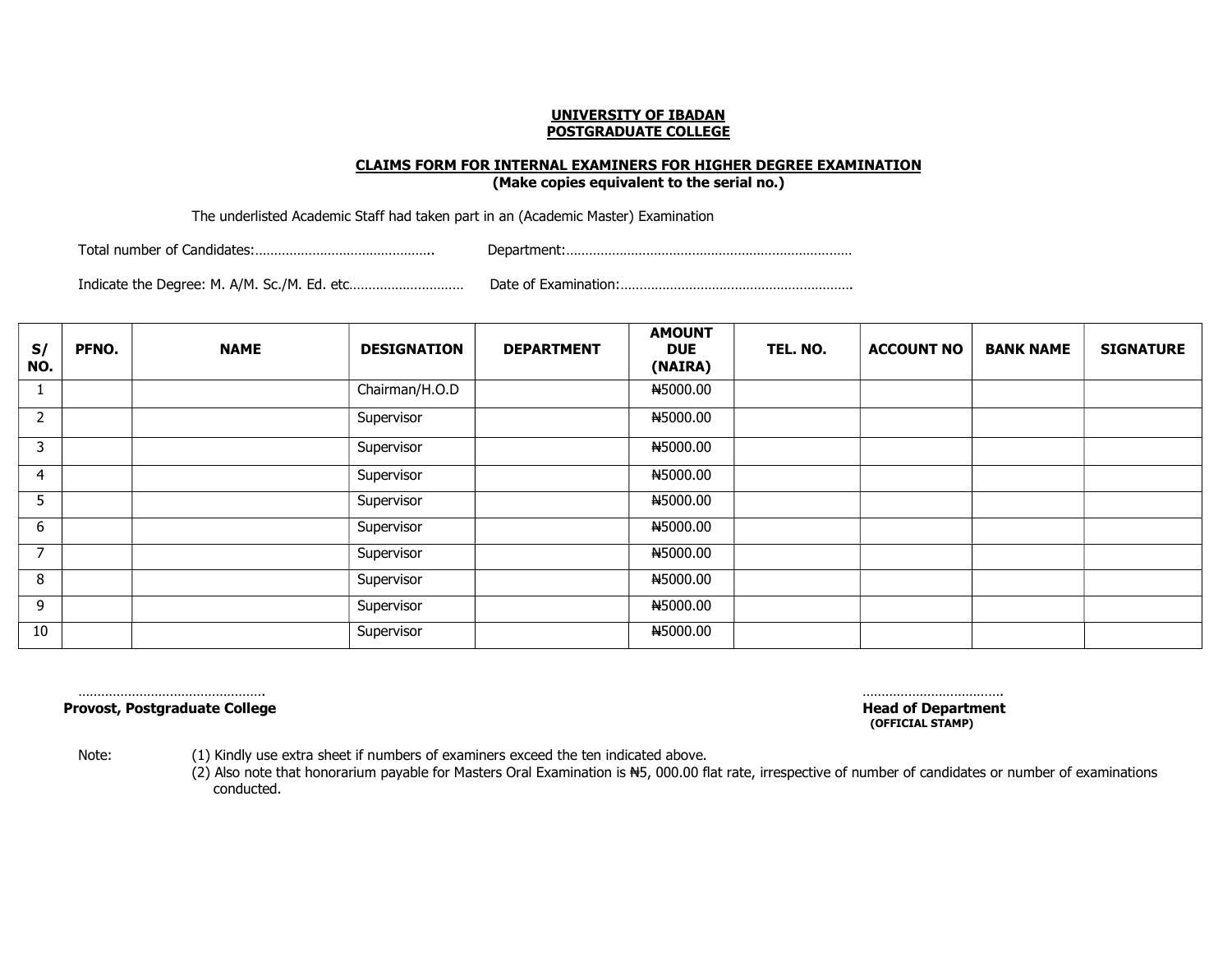**UNIVERSITY OF IBADAN**
**POSTGRADUATE COLLEGE**

**CLAIMS FORM FOR INTERNAL EXAMINERS FOR HIGHER DEGREE EXAMINATION**
**(Make copies equivalent to the serial no.)**

The underlisted Academic Staff had taken part in an (Academic Master) Examination

Total number of Candidates:……………………………………….. Department:…………………………………………………………………

Indicate the Degree: M. A/M. Sc./M. Ed. etc………………………… Date of Examination:…………………………………………………….

| S/ NO. | PFNO. | NAME | DESIGNATION | DEPARTMENT | AMOUNT DUE (NAIRA) | TEL. NO. | ACCOUNT NO | BANK NAME | SIGNATURE |
|---|---|---|---|---|---|---|---|---|---|
| 1 | | | Chairman/H.O.D | | ₦5000.00 | | | | |
| 2 | | | Supervisor | | ₦5000.00 | | | | |
| 3 | | | Supervisor | | ₦5000.00 | | | | |
| 4 | | | Supervisor | | ₦5000.00 | | | | |
| 5 | | | Supervisor | | ₦5000.00 | | | | |
| 6 | | | Supervisor | | ₦5000.00 | | | | |
| 7 | | | Supervisor | | ₦5000.00 | | | | |
| 8 | | | Supervisor | | ₦5000.00 | | | | |
| 9 | | | Supervisor | | ₦5000.00 | | | | |
| 10 | | | Supervisor | | ₦5000.00 | | | | |

…………………………………………. 
**Provost, Postgraduate College**

……………………………… 
**Head of Department**
**(OFFICIAL STAMP)**

Note:

(1) Kindly use extra sheet if numbers of examiners exceed the ten indicated above.

(2) Also note that honorarium payable for Masters Oral Examination is ₦5, 000.00 flat rate, irrespective of number of candidates or number of examinations conducted.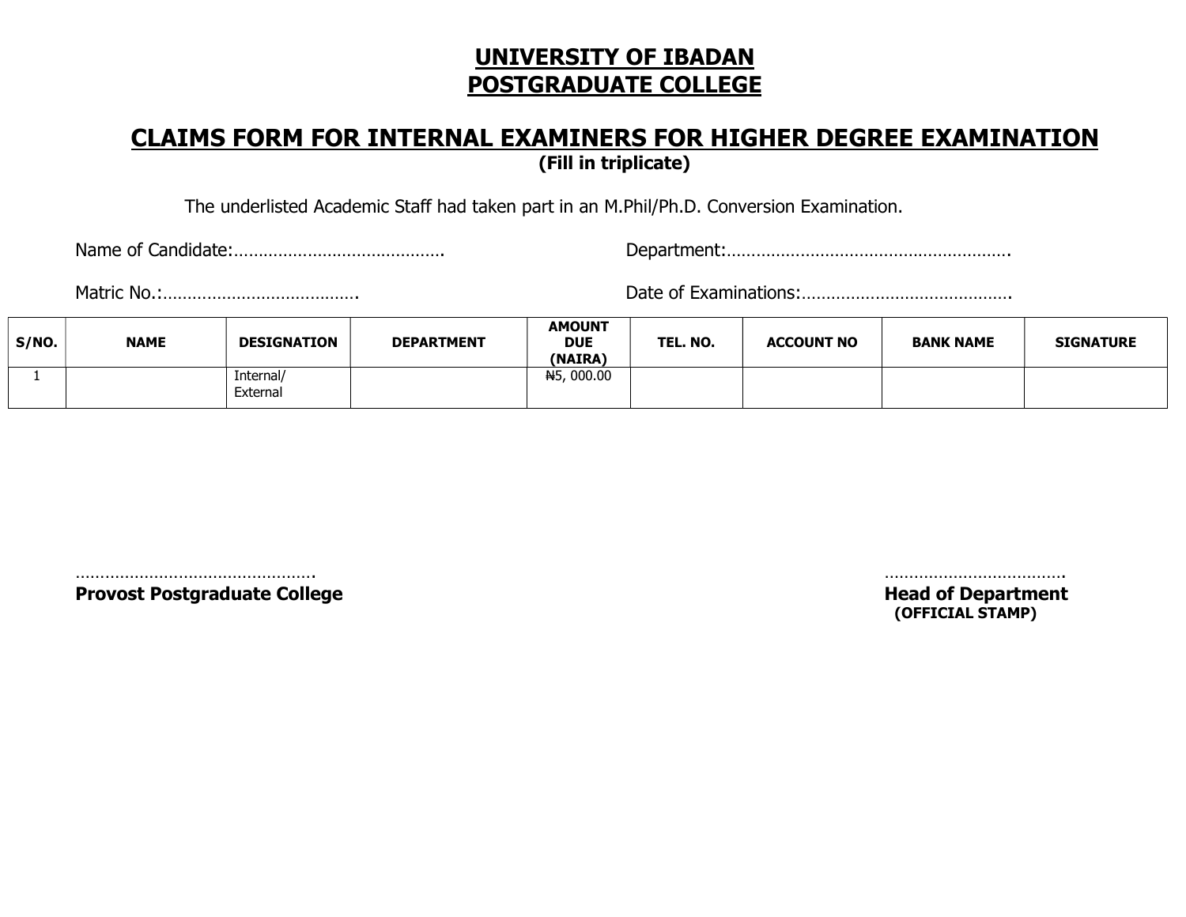# UNIVERSITY OF IBADAN
# POSTGRADUATE COLLEGE

## CLAIMS FORM FOR INTERNAL EXAMINERS FOR HIGHER DEGREE EXAMINATION

**(Fill in triplicate)**

The underlisted Academic Staff had taken part in an M.Phil/Ph.D. Conversion Examination.

Name of Candidate:…………………………………….

Department:………………………………………………….

Matric No.:………………………………….

Date of Examinations:…………………………………….

| S/NO. | NAME | DESIGNATION | DEPARTMENT | AMOUNT DUE (NAIRA) | TEL. NO. | ACCOUNT NO | BANK NAME | SIGNATURE |
|---|---|---|---|---|---|---|---|---|
| 1 | | Internal/ External | | ₦5, 000.00 | | | | |

………………………………………….

**Provost Postgraduate College**

……………………………….

**Head of Department**

**(OFFICIAL STAMP)**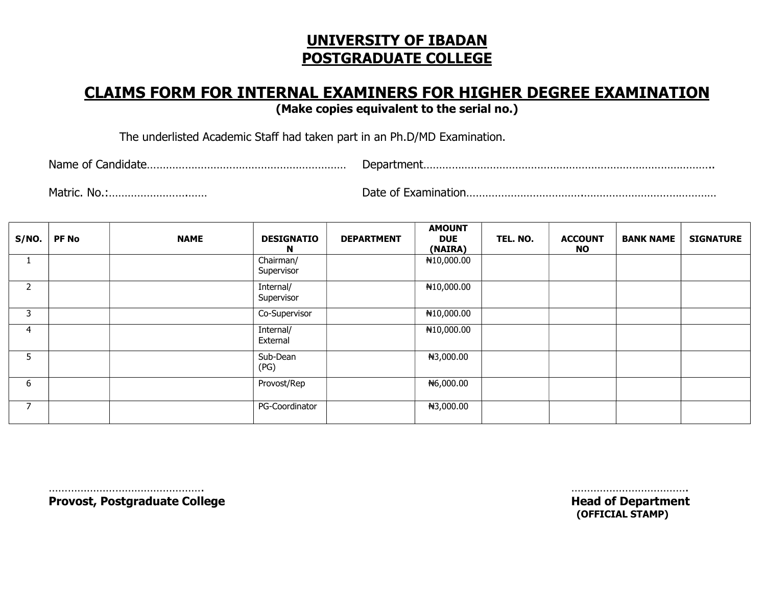# UNIVERSITY OF IBADAN
# POSTGRADUATE COLLEGE

## CLAIMS FORM FOR INTERNAL EXAMINERS FOR HIGHER DEGREE EXAMINATION

**(Make copies equivalent to the serial no.)**

The underlisted Academic Staff had taken part in an Ph.D/MD Examination.

Name of Candidate…………………………………………………… Department……………………………………………………………………………..

Matric. No.:…………………….…… Date of Examination………………………….…………………………………

| S/NO. | PF No | NAME | DESIGNATION | DEPARTMENT | AMOUNT DUE (NAIRA) | TEL. NO. | ACCOUNT NO | BANK NAME | SIGNATURE |
|---|---|---|---|---|---|---|---|---|---|
| 1 | | | Chairman/ Supervisor | | ₦10,000.00 | | | | |
| 2 | | | Internal/ Supervisor | | ₦10,000.00 | | | | |
| 3 | | | Co-Supervisor | | ₦10,000.00 | | | | |
| 4 | | | Internal/ External | | ₦10,000.00 | | | | |
| 5 | | | Sub-Dean (PG) | | ₦3,000.00 | | | | |
| 6 | | | Provost/Rep | | ₦6,000.00 | | | | |
| 7 | | | PG-Coordinator | | ₦3,000.00 | | | | |

………………………………………….
**Provost, Postgraduate College**

……………………………….
**Head of Department**
**(OFFICIAL STAMP)**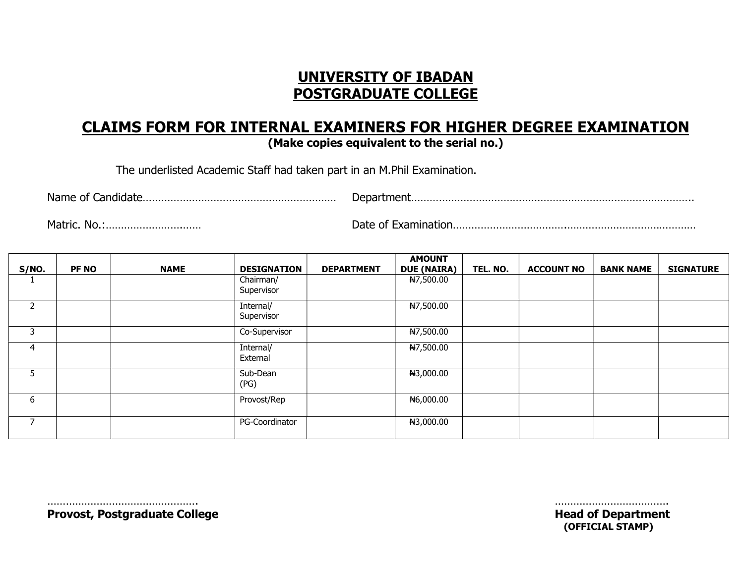# UNIVERSITY OF IBADAN
# POSTGRADUATE COLLEGE

## CLAIMS FORM FOR INTERNAL EXAMINERS FOR HIGHER DEGREE EXAMINATION

**(Make copies equivalent to the serial no.)**

The underlisted Academic Staff had taken part in an M.Phil Examination.

Name of Candidate……………………………………………………… Department……………………………………………………………………………..

Matric. No.:…………………….…… Date of Examination……………………….……………………………………

| S/NO. | PF NO | NAME | DESIGNATION | DEPARTMENT | AMOUNT DUE (NAIRA) | TEL. NO. | ACCOUNT NO | BANK NAME | SIGNATURE |
|---|---|---|---|---|---|---|---|---|---|
| 1 | | | Chairman/ Supervisor | | ₦7,500.00 | | | | |
| 2 | | | Internal/ Supervisor | | ₦7,500.00 | | | | |
| 3 | | | Co-Supervisor | | ₦7,500.00 | | | | |
| 4 | | | Internal/ External | | ₦7,500.00 | | | | |
| 5 | | | Sub-Dean (PG) | | ₦3,000.00 | | | | |
| 6 | | | Provost/Rep | | ₦6,000.00 | | | | |
| 7 | | | PG-Coordinator | | ₦3,000.00 | | | | |

…………………………………………. 
**Provost, Postgraduate College**

……………………………… 
**Head of Department** 
**(OFFICIAL STAMP)**